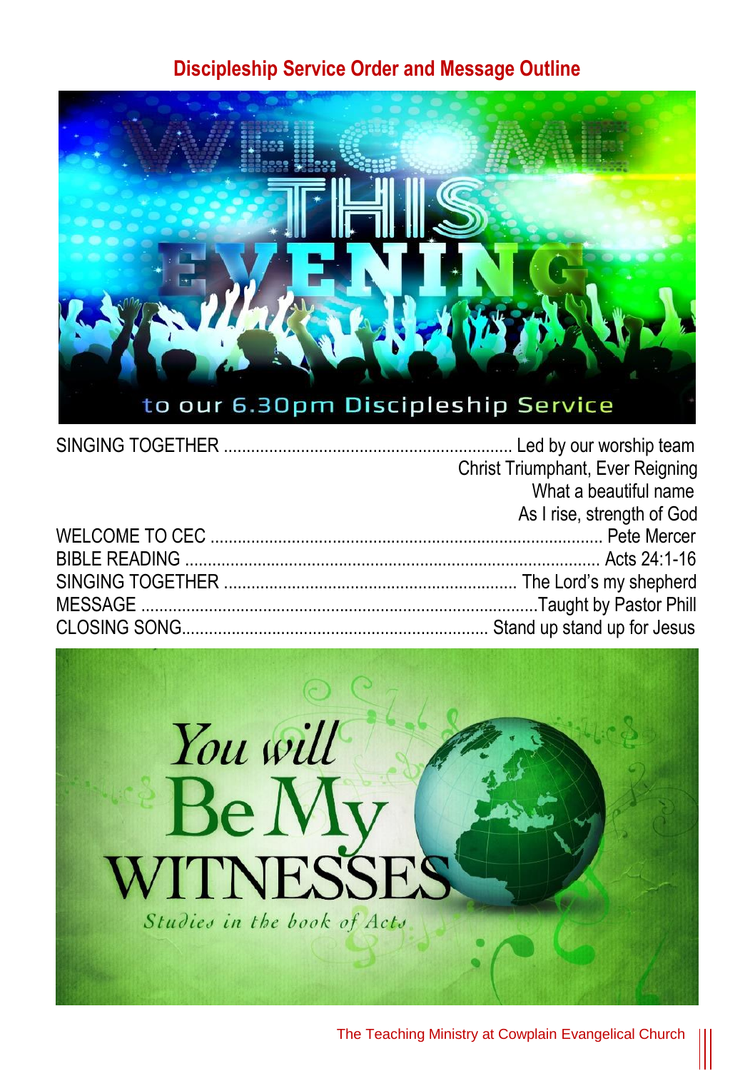## Discipleship Service Order and Message Outline

| | |
|---|---|
| SINGING TOGETHER | Led by our worship team |
| | Christ Triumphant, Ever Reigning |
| | What a beautiful name |
| | As I rise, strength of God |
| WELCOME TO CEC | Pete Mercer |
| BIBLE READING | Acts 24:1-16 |
| SINGING TOGETHER | The Lord's my shepherd |
| MESSAGE | Taught by Pastor Phill |
| CLOSING SONG | Stand up stand up for Jesus |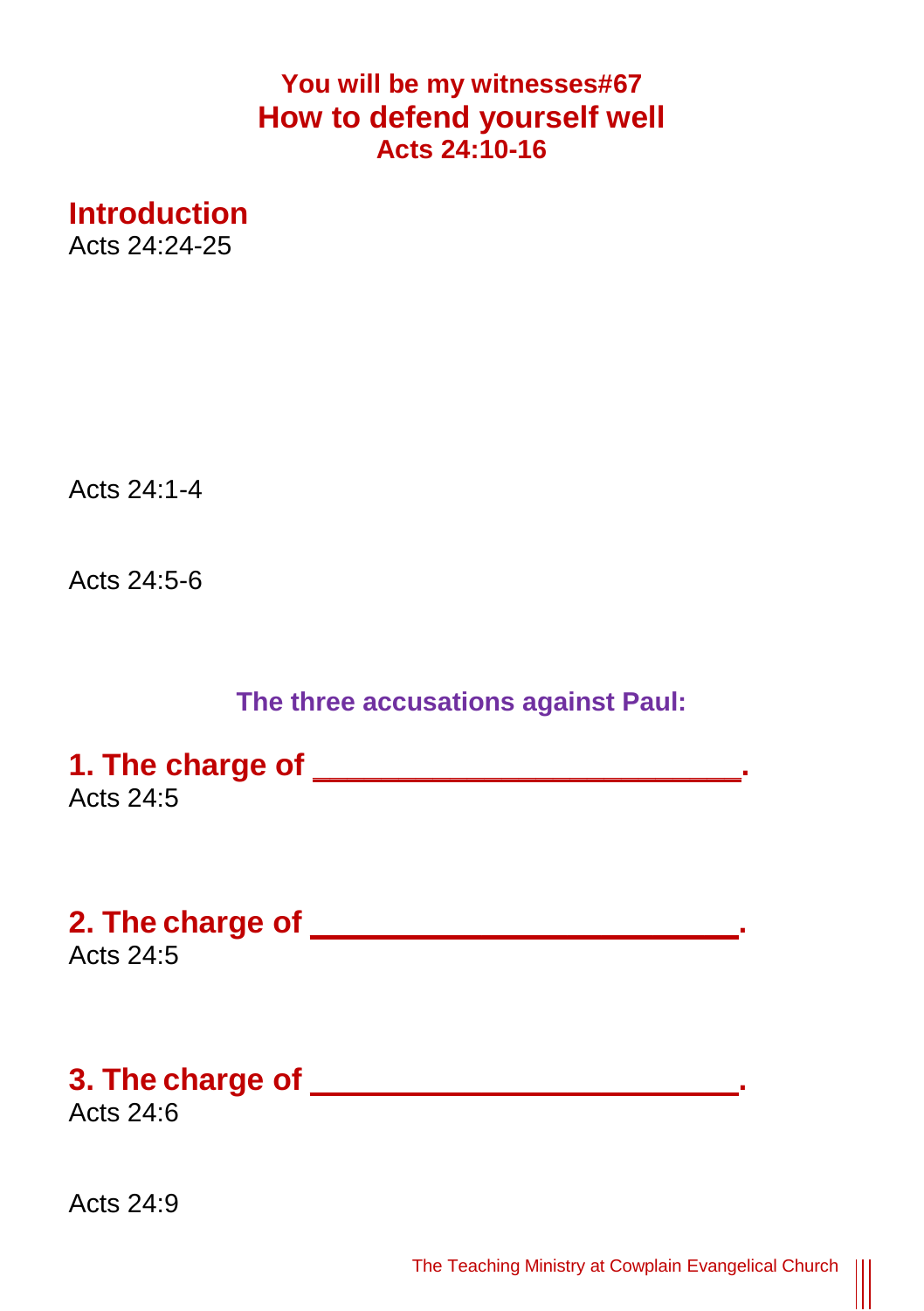### You will be my witnesses#67

# How to defend yourself well

### Acts 24:10-16

## Introduction

Acts 24:24-25

Acts 24:1-4

Acts 24:5-6

**The three accusations against Paul:**

## 1. The charge of ________________________.

Acts 24:5

## 2. The charge of ________________________.

Acts 24:5

## 3. The charge of ________________________.

Acts 24:6

Acts 24:9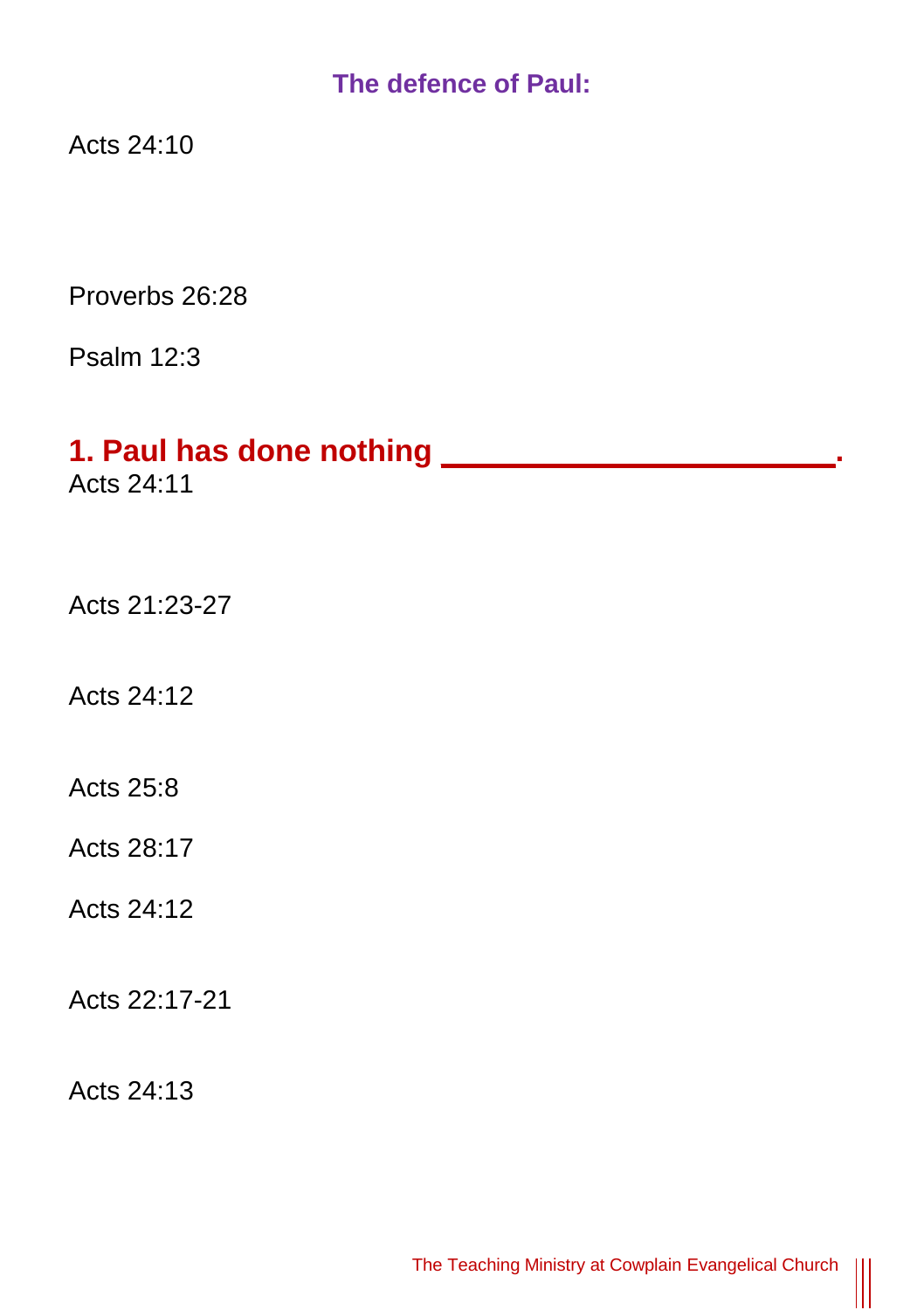## The defence of Paul:

Acts 24:10

Proverbs 26:28

Psalm 12:3

### 1. Paul has done nothing ______________________.

Acts 24:11

Acts 21:23-27

Acts 24:12

Acts 25:8

Acts 28:17

Acts 24:12

Acts 22:17-21

Acts 24:13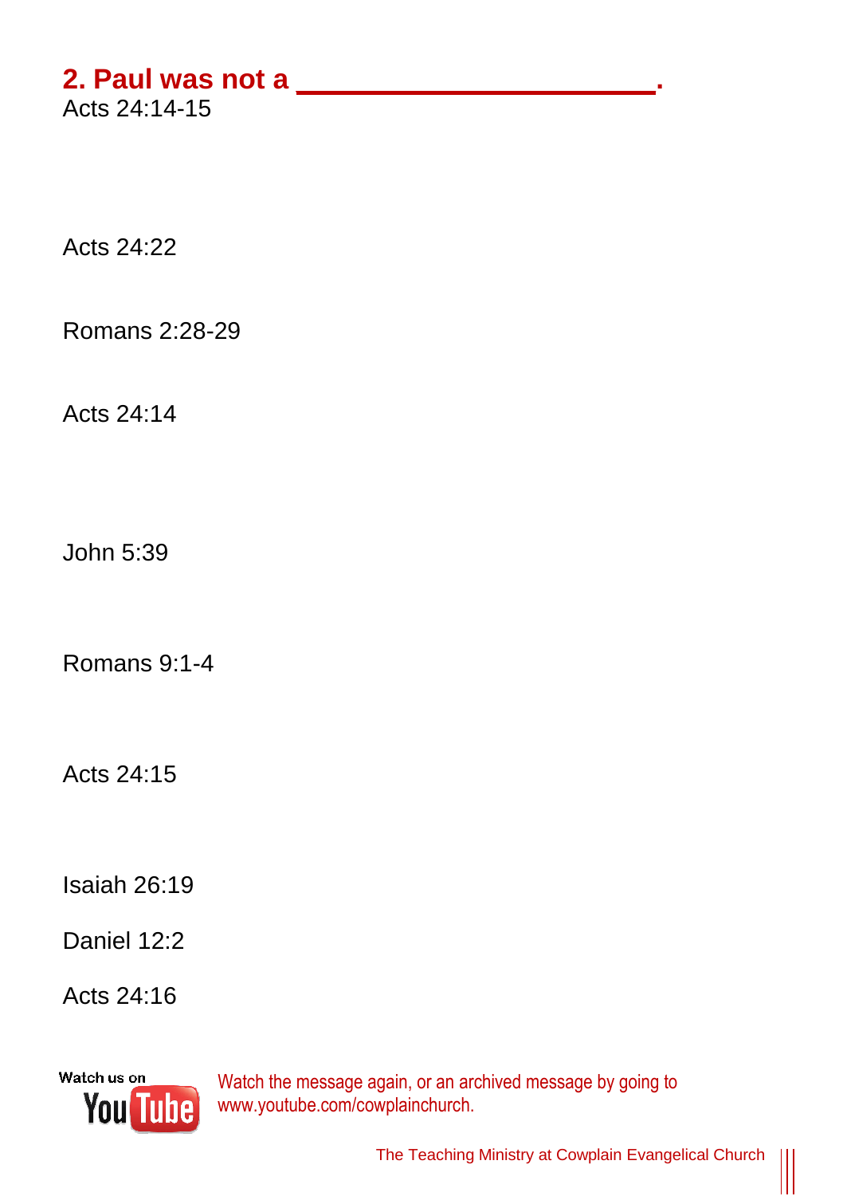## 2. Paul was not a \_\_\_\_\_\_\_\_\_\_\_\_\_\_\_\_\_\_\_\_\_\_.

Acts 24:14-15

Acts 24:22

Romans 2:28-29

Acts 24:14

John 5:39

Romans 9:1-4

Acts 24:15

Isaiah 26:19

Daniel 12:2

Acts 24:16

Watch us on YouTube

Watch the message again, or an archived message by going to www.youtube.com/cowplainchurch.

The Teaching Ministry at Cowplain Evangelical Church